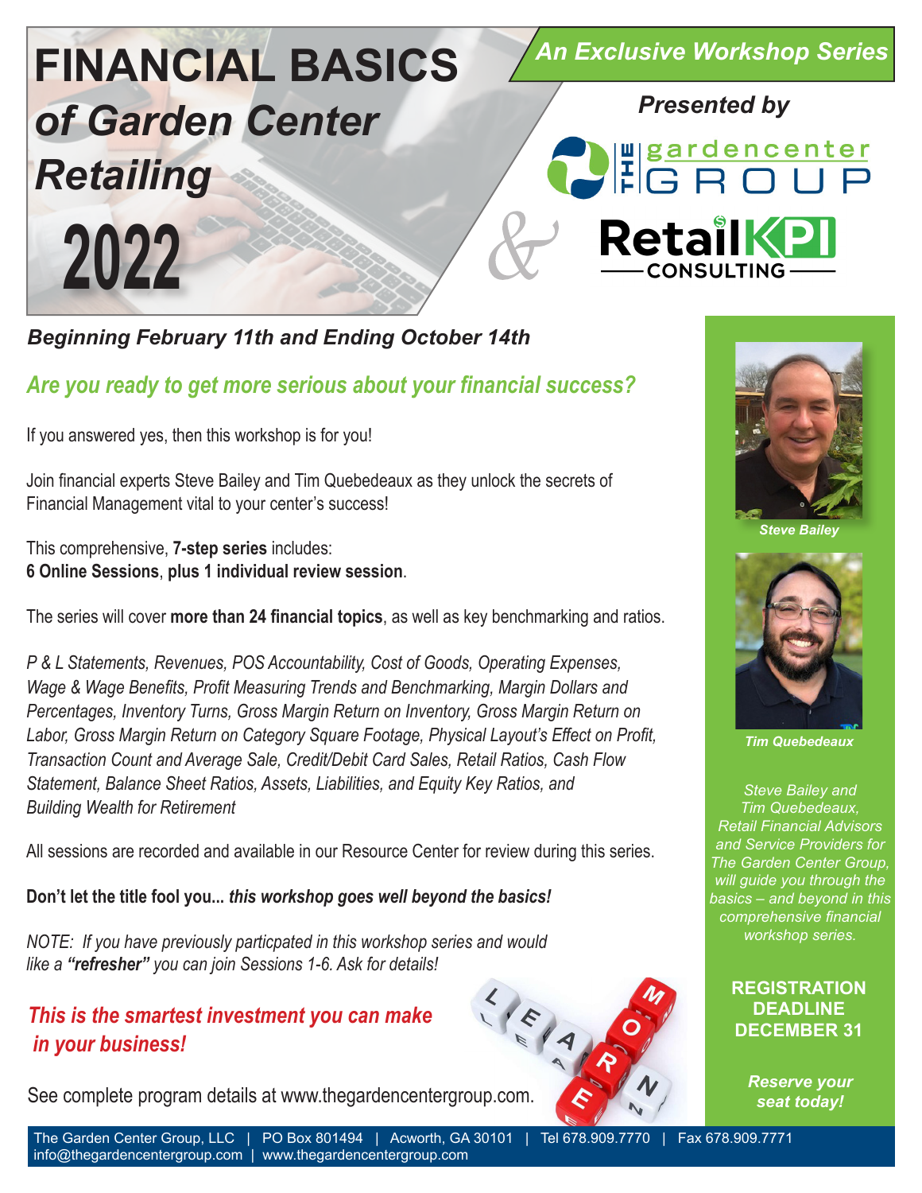# FINANCIAL BASICS *of Garden Center Retailing* 2022

***An Exclusive Workshop Series***

***Presented by***

The gardencenter GROUP

&

RetailKPI CONSULTING

***Beginning February 11th and Ending October 14th***

## *Are you ready to get more serious about your financial success?*

If you answered yes, then this workshop is for you!

Join financial experts Steve Bailey and Tim Quebedeaux as they unlock the secrets of Financial Management vital to your center's success!

This comprehensive, **7-step series** includes:
**6 Online Sessions**, **plus 1 individual review session**.

The series will cover **more than 24 financial topics**, as well as key benchmarking and ratios.

*P & L Statements, Revenues, POS Accountability, Cost of Goods, Operating Expenses, Wage & Wage Benefits, Profit Measuring Trends and Benchmarking, Margin Dollars and Percentages, Inventory Turns, Gross Margin Return on Inventory, Gross Margin Return on Labor, Gross Margin Return on Category Square Footage, Physical Layout's Effect on Profit, Transaction Count and Average Sale, Credit/Debit Card Sales, Retail Ratios, Cash Flow Statement, Balance Sheet Ratios, Assets, Liabilities, and Equity Key Ratios, and Building Wealth for Retirement*

All sessions are recorded and available in our Resource Center for review during this series.

**Don't let the title fool you...** ***this workshop goes well beyond the basics!***

*NOTE: If you have previously particpated in this workshop series and would like a* ***"refresher"*** *you can join Sessions 1-6. Ask for details!*

***This is the smartest investment you can make in your business!***

See complete program details at www.thegardencentergroup.com.

*Steve Bailey*

*Tim Quebedeaux*

*Steve Bailey and Tim Quebedeaux, Retail Financial Advisors and Service Providers for The Garden Center Group, will guide you through the basics – and beyond in this comprehensive financial workshop series.*

**REGISTRATION DEADLINE DECEMBER 31**

***Reserve your seat today!***

The Garden Center Group, LLC | PO Box 801494 | Acworth, GA 30101 | Tel 678.909.7770 | Fax 678.909.7771
info@thegardencentergroup.com | www.thegardencentergroup.com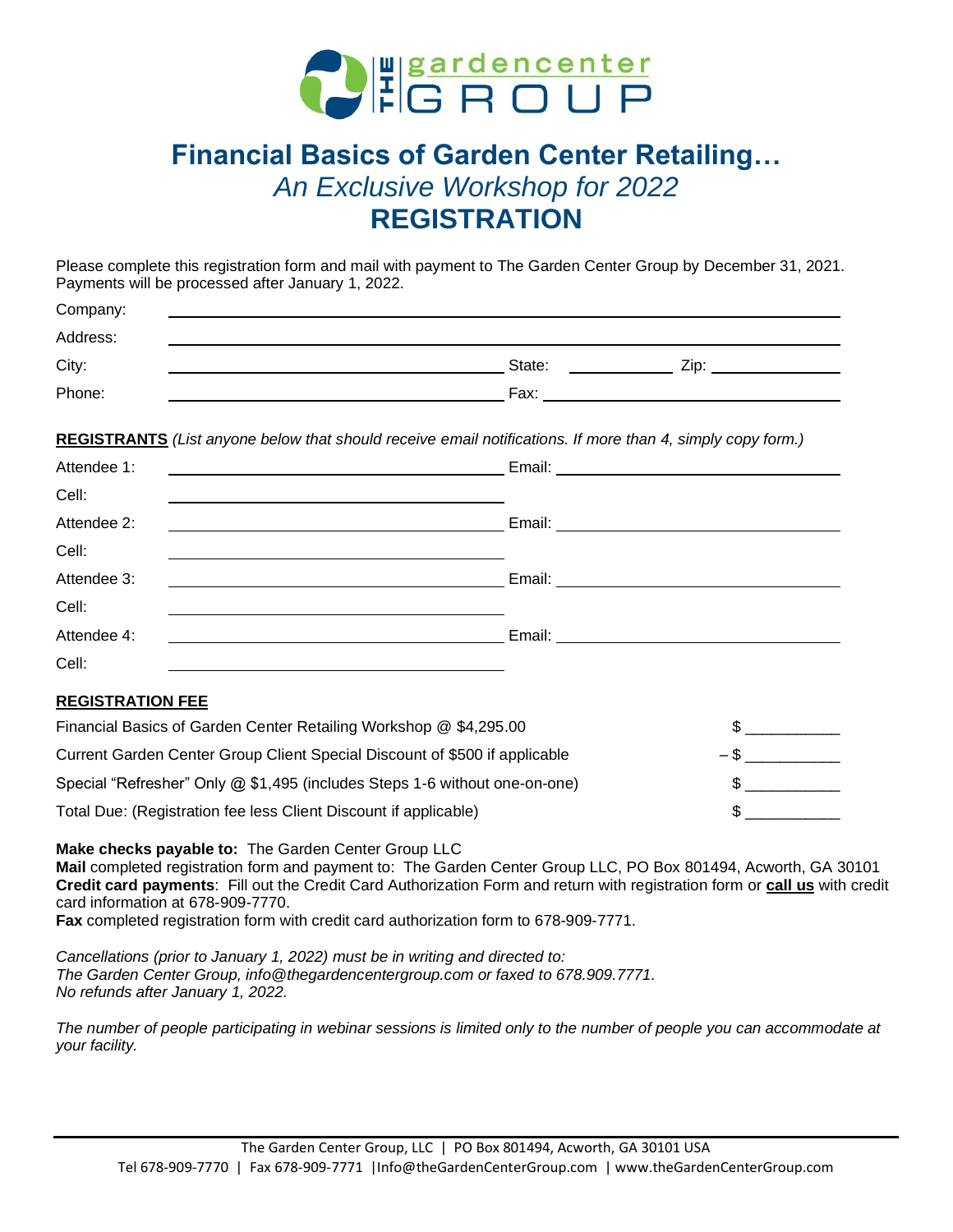# Financial Basics of Garden Center Retailing…

## *An Exclusive Workshop for 2022*

## REGISTRATION

Please complete this registration form and mail with payment to The Garden Center Group by December 31, 2021. Payments will be processed after January 1, 2022.

Company: ______________________________________________

Address: ______________________________________________

City: ______________________ State: __________ Zip: ____________

Phone: ______________________ Fax: ______________________

**REGISTRANTS** *(List anyone below that should receive email notifications. If more than 4, simply copy form.)*

Attendee 1: ______________________ Email: ______________________

Cell: ______________________

Attendee 2: ______________________ Email: ______________________

Cell: ______________________

Attendee 3: ______________________ Email: ______________________

Cell: ______________________

Attendee 4: ______________________ Email: ______________________

Cell: ______________________

**REGISTRATION FEE**

| | |
|---|---|
| Financial Basics of Garden Center Retailing Workshop @ $4,295.00 | $ __________ |
| Current Garden Center Group Client Special Discount of $500 if applicable | – $ __________ |
| Special "Refresher" Only @ $1,495 (includes Steps 1-6 without one-on-one) | $ __________ |
| Total Due: (Registration fee less Client Discount if applicable) | $ __________ |

**Make checks payable to:** The Garden Center Group LLC
**Mail** completed registration form and payment to: The Garden Center Group LLC, PO Box 801494, Acworth, GA 30101
**Credit card payments**: Fill out the Credit Card Authorization Form and return with registration form or **call us** with credit card information at 678-909-7770.
**Fax** completed registration form with credit card authorization form to 678-909-7771.

*Cancellations (prior to January 1, 2022) must be in writing and directed to:*
*The Garden Center Group, info@thegardencentergroup.com or faxed to 678.909.7771.*
*No refunds after January 1, 2022.*

*The number of people participating in webinar sessions is limited only to the number of people you can accommodate at your facility.*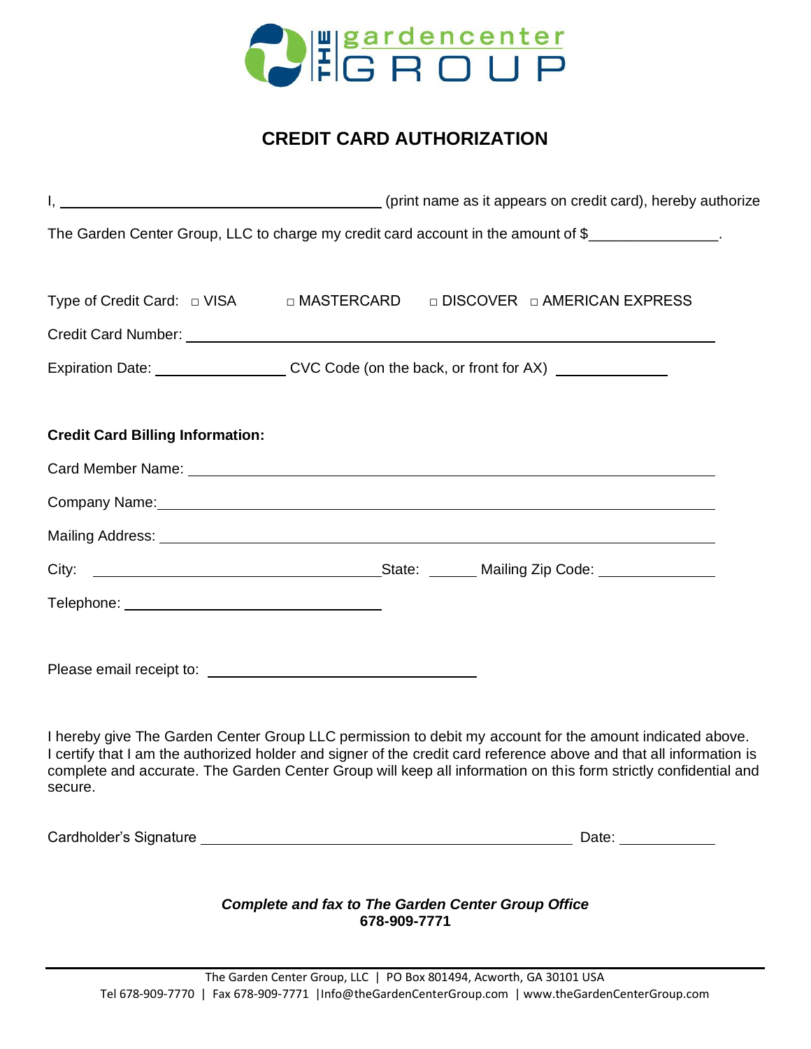# CREDIT CARD AUTHORIZATION

I, ________________________________________ (print name as it appears on credit card), hereby authorize The Garden Center Group, LLC to charge my credit card account in the amount of $_______________.

Type of Credit Card: □ VISA □ MASTERCARD □ DISCOVER □ AMERICAN EXPRESS

Credit Card Number: ________________________________________

Expiration Date: ________________ CVC Code (on the back, or front for AX) ______________

**Credit Card Billing Information:**

Card Member Name: ________________________________________

Company Name: ________________________________________

Mailing Address: ________________________________________

City: ________________________ State: ______ Mailing Zip Code: ______________

Telephone: ________________________________

Please email receipt to: ________________________________

I hereby give The Garden Center Group LLC permission to debit my account for the amount indicated above. I certify that I am the authorized holder and signer of the credit card reference above and that all information is complete and accurate. The Garden Center Group will keep all information on this form strictly confidential and secure.

Cardholder's Signature ________________________________________ Date: ____________

***Complete and fax to The Garden Center Group Office***
**678-909-7771**

The Garden Center Group, LLC | PO Box 801494, Acworth, GA 30101 USA
Tel 678-909-7770 | Fax 678-909-7771 | Info@theGardenCenterGroup.com | www.theGardenCenterGroup.com